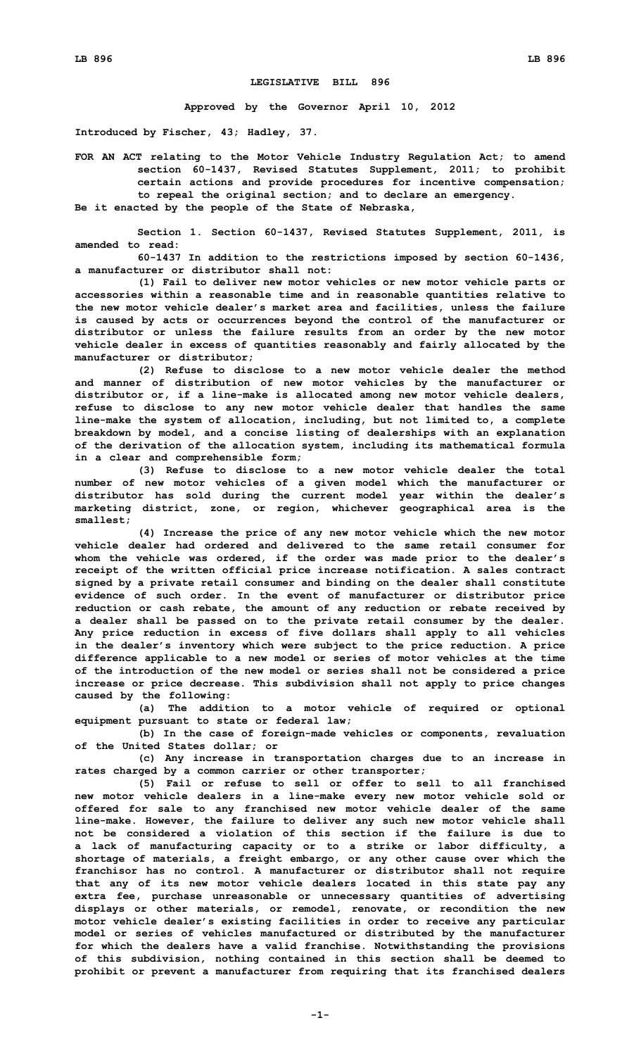# LEGISLATIVE BILL 896

**Approved by the Governor April 10, 2012**

**Introduced by Fischer, 43; Hadley, 37.**

**FOR AN ACT relating to the Motor Vehicle Industry Regulation Act; to amend section 60-1437, Revised Statutes Supplement, 2011; to prohibit certain actions and provide procedures for incentive compensation; to repeal the original section; and to declare an emergency.**

**Be it enacted by the people of the State of Nebraska,**

**Section 1. Section 60-1437, Revised Statutes Supplement, 2011, is amended to read:**

**60-1437 In addition to the restrictions imposed by section 60-1436, a manufacturer or distributor shall not:**

**(1) Fail to deliver new motor vehicles or new motor vehicle parts or accessories within a reasonable time and in reasonable quantities relative to the new motor vehicle dealer's market area and facilities, unless the failure is caused by acts or occurrences beyond the control of the manufacturer or distributor or unless the failure results from an order by the new motor vehicle dealer in excess of quantities reasonably and fairly allocated by the manufacturer or distributor;**

**(2) Refuse to disclose to a new motor vehicle dealer the method and manner of distribution of new motor vehicles by the manufacturer or distributor or, if a line-make is allocated among new motor vehicle dealers, refuse to disclose to any new motor vehicle dealer that handles the same line-make the system of allocation, including, but not limited to, a complete breakdown by model, and a concise listing of dealerships with an explanation of the derivation of the allocation system, including its mathematical formula in a clear and comprehensible form;**

**(3) Refuse to disclose to a new motor vehicle dealer the total number of new motor vehicles of a given model which the manufacturer or distributor has sold during the current model year within the dealer's marketing district, zone, or region, whichever geographical area is the smallest;**

**(4) Increase the price of any new motor vehicle which the new motor vehicle dealer had ordered and delivered to the same retail consumer for whom the vehicle was ordered, if the order was made prior to the dealer's receipt of the written official price increase notification. A sales contract signed by a private retail consumer and binding on the dealer shall constitute evidence of such order. In the event of manufacturer or distributor price reduction or cash rebate, the amount of any reduction or rebate received by a dealer shall be passed on to the private retail consumer by the dealer. Any price reduction in excess of five dollars shall apply to all vehicles in the dealer's inventory which were subject to the price reduction. A price difference applicable to a new model or series of motor vehicles at the time of the introduction of the new model or series shall not be considered a price increase or price decrease. This subdivision shall not apply to price changes caused by the following:**

**(a) The addition to a motor vehicle of required or optional equipment pursuant to state or federal law;**

**(b) In the case of foreign-made vehicles or components, revaluation of the United States dollar; or**

**(c) Any increase in transportation charges due to an increase in rates charged by a common carrier or other transporter;**

**(5) Fail or refuse to sell or offer to sell to all franchised new motor vehicle dealers in a line-make every new motor vehicle sold or offered for sale to any franchised new motor vehicle dealer of the same line-make. However, the failure to deliver any such new motor vehicle shall not be considered a violation of this section if the failure is due to a lack of manufacturing capacity or to a strike or labor difficulty, a shortage of materials, a freight embargo, or any other cause over which the franchisor has no control. A manufacturer or distributor shall not require that any of its new motor vehicle dealers located in this state pay any extra fee, purchase unreasonable or unnecessary quantities of advertising displays or other materials, or remodel, renovate, or recondition the new motor vehicle dealer's existing facilities in order to receive any particular model or series of vehicles manufactured or distributed by the manufacturer for which the dealers have a valid franchise. Notwithstanding the provisions of this subdivision, nothing contained in this section shall be deemed to prohibit or prevent a manufacturer from requiring that its franchised dealers**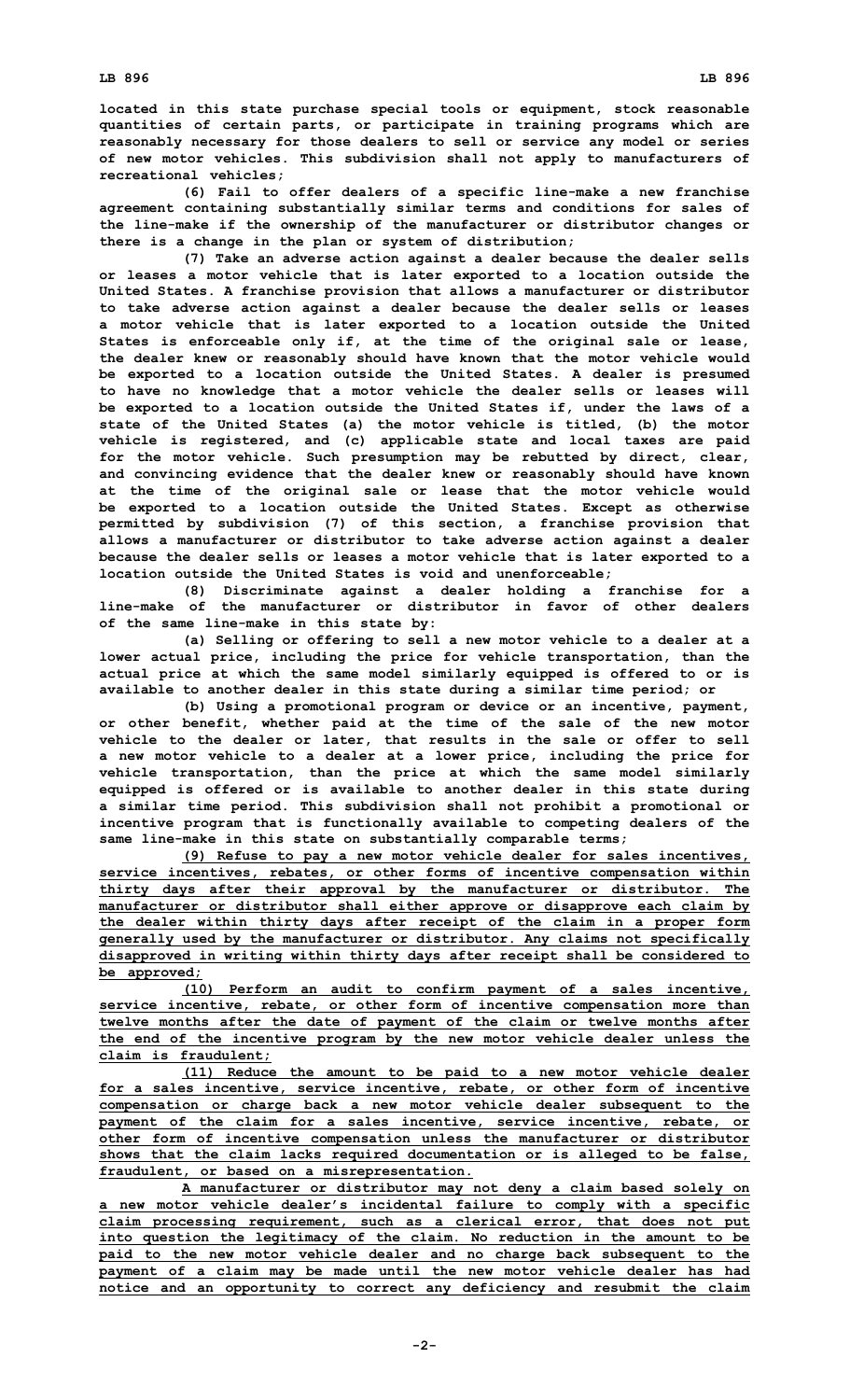located in this state purchase special tools or equipment, stock reasonable quantities of certain parts, or participate in training programs which are reasonably necessary for those dealers to sell or service any model or series of new motor vehicles. This subdivision shall not apply to manufacturers of recreational vehicles;

(6) Fail to offer dealers of a specific line-make a new franchise agreement containing substantially similar terms and conditions for sales of the line-make if the ownership of the manufacturer or distributor changes or there is a change in the plan or system of distribution;

(7) Take an adverse action against a dealer because the dealer sells or leases a motor vehicle that is later exported to a location outside the United States. A franchise provision that allows a manufacturer or distributor to take adverse action against a dealer because the dealer sells or leases a motor vehicle that is later exported to a location outside the United States is enforceable only if, at the time of the original sale or lease, the dealer knew or reasonably should have known that the motor vehicle would be exported to a location outside the United States. A dealer is presumed to have no knowledge that a motor vehicle the dealer sells or leases will be exported to a location outside the United States if, under the laws of a state of the United States (a) the motor vehicle is titled, (b) the motor vehicle is registered, and (c) applicable state and local taxes are paid for the motor vehicle. Such presumption may be rebutted by direct, clear, and convincing evidence that the dealer knew or reasonably should have known at the time of the original sale or lease that the motor vehicle would be exported to a location outside the United States. Except as otherwise permitted by subdivision (7) of this section, a franchise provision that allows a manufacturer or distributor to take adverse action against a dealer because the dealer sells or leases a motor vehicle that is later exported to a location outside the United States is void and unenforceable;

(8) Discriminate against a dealer holding a franchise for a line-make of the manufacturer or distributor in favor of other dealers of the same line-make in this state by:

(a) Selling or offering to sell a new motor vehicle to a dealer at a lower actual price, including the price for vehicle transportation, than the actual price at which the same model similarly equipped is offered to or is available to another dealer in this state during a similar time period; or

(b) Using a promotional program or device or an incentive, payment, or other benefit, whether paid at the time of the sale of the new motor vehicle to the dealer or later, that results in the sale or offer to sell a new motor vehicle to a dealer at a lower price, including the price for vehicle transportation, than the price at which the same model similarly equipped is offered or is available to another dealer in this state during a similar time period. This subdivision shall not prohibit a promotional or incentive program that is functionally available to competing dealers of the same line-make in this state on substantially comparable terms;

(9) Refuse to pay a new motor vehicle dealer for sales incentives, service incentives, rebates, or other forms of incentive compensation within thirty days after their approval by the manufacturer or distributor. The manufacturer or distributor shall either approve or disapprove each claim by the dealer within thirty days after receipt of the claim in a proper form generally used by the manufacturer or distributor. Any claims not specifically disapproved in writing within thirty days after receipt shall be considered to be approved;

(10) Perform an audit to confirm payment of a sales incentive, service incentive, rebate, or other form of incentive compensation more than twelve months after the date of payment of the claim or twelve months after the end of the incentive program by the new motor vehicle dealer unless the claim is fraudulent;

(11) Reduce the amount to be paid to a new motor vehicle dealer for a sales incentive, service incentive, rebate, or other form of incentive compensation or charge back a new motor vehicle dealer subsequent to the payment of the claim for a sales incentive, service incentive, rebate, or other form of incentive compensation unless the manufacturer or distributor shows that the claim lacks required documentation or is alleged to be false, fraudulent, or based on a misrepresentation.

A manufacturer or distributor may not deny a claim based solely on a new motor vehicle dealer's incidental failure to comply with a specific claim processing requirement, such as a clerical error, that does not put into question the legitimacy of the claim. No reduction in the amount to be paid to the new motor vehicle dealer and no charge back subsequent to the payment of a claim may be made until the new motor vehicle dealer has had notice and an opportunity to correct any deficiency and resubmit the claim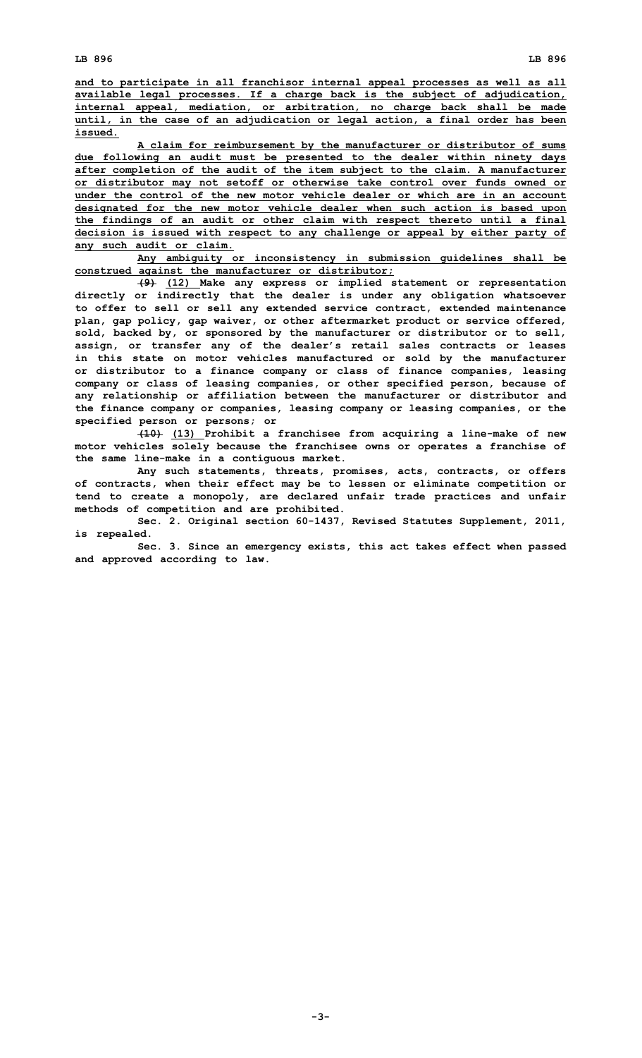and to participate in all franchisor internal appeal processes as well as all available legal processes. If a charge back is the subject of adjudication, internal appeal, mediation, or arbitration, no charge back shall be made until, in the case of an adjudication or legal action, a final order has been issued.

A claim for reimbursement by the manufacturer or distributor of sums due following an audit must be presented to the dealer within ninety days after completion of the audit of the item subject to the claim. A manufacturer or distributor may not setoff or otherwise take control over funds owned or under the control of the new motor vehicle dealer or which are in an account designated for the new motor vehicle dealer when such action is based upon the findings of an audit or other claim with respect thereto until a final decision is issued with respect to any challenge or appeal by either party of any such audit or claim.

Any ambiguity or inconsistency in submission guidelines shall be construed against the manufacturer or distributor;

~~(9)~~ (12) Make any express or implied statement or representation directly or indirectly that the dealer is under any obligation whatsoever to offer to sell or sell any extended service contract, extended maintenance plan, gap policy, gap waiver, or other aftermarket product or service offered, sold, backed by, or sponsored by the manufacturer or distributor or to sell, assign, or transfer any of the dealer's retail sales contracts or leases in this state on motor vehicles manufactured or sold by the manufacturer or distributor to a finance company or class of finance companies, leasing company or class of leasing companies, or other specified person, because of any relationship or affiliation between the manufacturer or distributor and the finance company or companies, leasing company or leasing companies, or the specified person or persons; or

~~(10)~~ (13) Prohibit a franchisee from acquiring a line-make of new motor vehicles solely because the franchisee owns or operates a franchise of the same line-make in a contiguous market.

Any such statements, threats, promises, acts, contracts, or offers of contracts, when their effect may be to lessen or eliminate competition or tend to create a monopoly, are declared unfair trade practices and unfair methods of competition and are prohibited.

Sec. 2. Original section 60-1437, Revised Statutes Supplement, 2011, is repealed.

Sec. 3. Since an emergency exists, this act takes effect when passed and approved according to law.